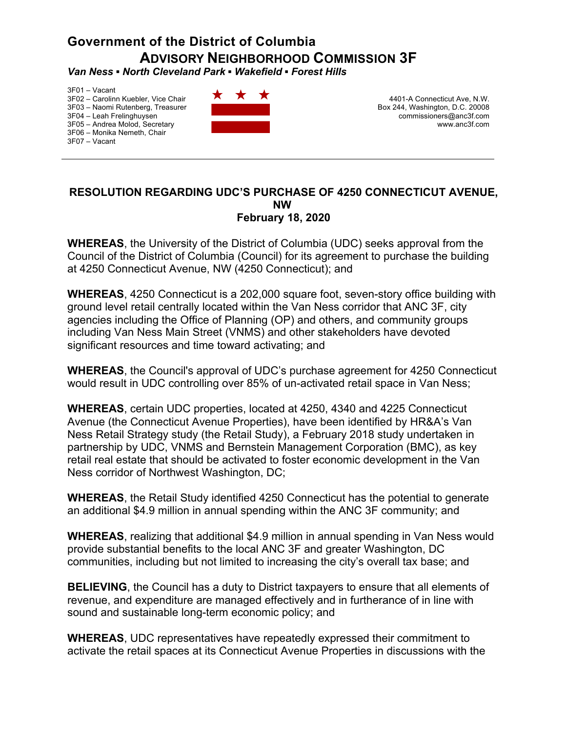# Government of the District of Columbia
# ADVISORY NEIGHBORHOOD COMMISSION 3F

***Van Ness ▪ North Cleveland Park ▪ Wakefield ▪ Forest Hills***

3F01 – Vacant
3F02 – Carolinn Kuebler, Vice Chair
3F03 – Naomi Rutenberg, Treasurer
3F04 – Leah Frelinghuysen
3F05 – Andrea Molod, Secretary
3F06 – Monika Nemeth, Chair
3F07 – Vacant

4401-A Connecticut Ave, N.W.
Box 244, Washington, D.C. 20008
commissioners@anc3f.com
www.anc3f.com

---

## RESOLUTION REGARDING UDC'S PURCHASE OF 4250 CONNECTICUT AVENUE, NW
## February 18, 2020

**WHEREAS**, the University of the District of Columbia (UDC) seeks approval from the Council of the District of Columbia (Council) for its agreement to purchase the building at 4250 Connecticut Avenue, NW (4250 Connecticut); and

**WHEREAS**, 4250 Connecticut is a 202,000 square foot, seven-story office building with ground level retail centrally located within the Van Ness corridor that ANC 3F, city agencies including the Office of Planning (OP) and others, and community groups including Van Ness Main Street (VNMS) and other stakeholders have devoted significant resources and time toward activating; and

**WHEREAS**, the Council's approval of UDC's purchase agreement for 4250 Connecticut would result in UDC controlling over 85% of un-activated retail space in Van Ness;

**WHEREAS**, certain UDC properties, located at 4250, 4340 and 4225 Connecticut Avenue (the Connecticut Avenue Properties), have been identified by HR&A's Van Ness Retail Strategy study (the Retail Study), a February 2018 study undertaken in partnership by UDC, VNMS and Bernstein Management Corporation (BMC), as key retail real estate that should be activated to foster economic development in the Van Ness corridor of Northwest Washington, DC;

**WHEREAS**, the Retail Study identified 4250 Connecticut has the potential to generate an additional $4.9 million in annual spending within the ANC 3F community; and

**WHEREAS**, realizing that additional $4.9 million in annual spending in Van Ness would provide substantial benefits to the local ANC 3F and greater Washington, DC communities, including but not limited to increasing the city's overall tax base; and

**BELIEVING**, the Council has a duty to District taxpayers to ensure that all elements of revenue, and expenditure are managed effectively and in furtherance of in line with sound and sustainable long-term economic policy; and

**WHEREAS**, UDC representatives have repeatedly expressed their commitment to activate the retail spaces at its Connecticut Avenue Properties in discussions with the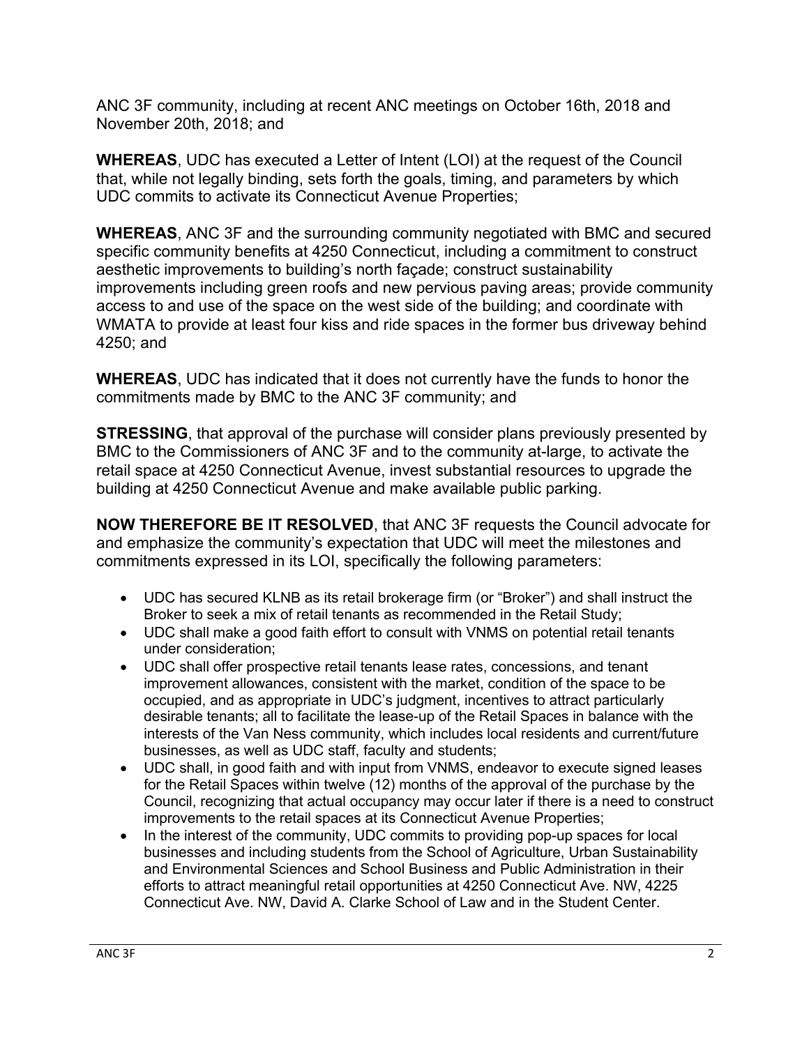ANC 3F community, including at recent ANC meetings on October 16th, 2018 and November 20th, 2018; and

**WHEREAS**, UDC has executed a Letter of Intent (LOI) at the request of the Council that, while not legally binding, sets forth the goals, timing, and parameters by which UDC commits to activate its Connecticut Avenue Properties;

**WHEREAS**, ANC 3F and the surrounding community negotiated with BMC and secured specific community benefits at 4250 Connecticut, including a commitment to construct aesthetic improvements to building's north façade; construct sustainability improvements including green roofs and new pervious paving areas; provide community access to and use of the space on the west side of the building; and coordinate with WMATA to provide at least four kiss and ride spaces in the former bus driveway behind 4250; and

**WHEREAS**, UDC has indicated that it does not currently have the funds to honor the commitments made by BMC to the ANC 3F community; and

**STRESSING**, that approval of the purchase will consider plans previously presented by BMC to the Commissioners of ANC 3F and to the community at-large, to activate the retail space at 4250 Connecticut Avenue, invest substantial resources to upgrade the building at 4250 Connecticut Avenue and make available public parking.

**NOW THEREFORE BE IT RESOLVED**, that ANC 3F requests the Council advocate for and emphasize the community's expectation that UDC will meet the milestones and commitments expressed in its LOI, specifically the following parameters:

- UDC has secured KLNB as its retail brokerage firm (or "Broker") and shall instruct the Broker to seek a mix of retail tenants as recommended in the Retail Study;
- UDC shall make a good faith effort to consult with VNMS on potential retail tenants under consideration;
- UDC shall offer prospective retail tenants lease rates, concessions, and tenant improvement allowances, consistent with the market, condition of the space to be occupied, and as appropriate in UDC's judgment, incentives to attract particularly desirable tenants; all to facilitate the lease-up of the Retail Spaces in balance with the interests of the Van Ness community, which includes local residents and current/future businesses, as well as UDC staff, faculty and students;
- UDC shall, in good faith and with input from VNMS, endeavor to execute signed leases for the Retail Spaces within twelve (12) months of the approval of the purchase by the Council, recognizing that actual occupancy may occur later if there is a need to construct improvements to the retail spaces at its Connecticut Avenue Properties;
- In the interest of the community, UDC commits to providing pop-up spaces for local businesses and including students from the School of Agriculture, Urban Sustainability and Environmental Sciences and School Business and Public Administration in their efforts to attract meaningful retail opportunities at 4250 Connecticut Ave. NW, 4225 Connecticut Ave. NW, David A. Clarke School of Law and in the Student Center.